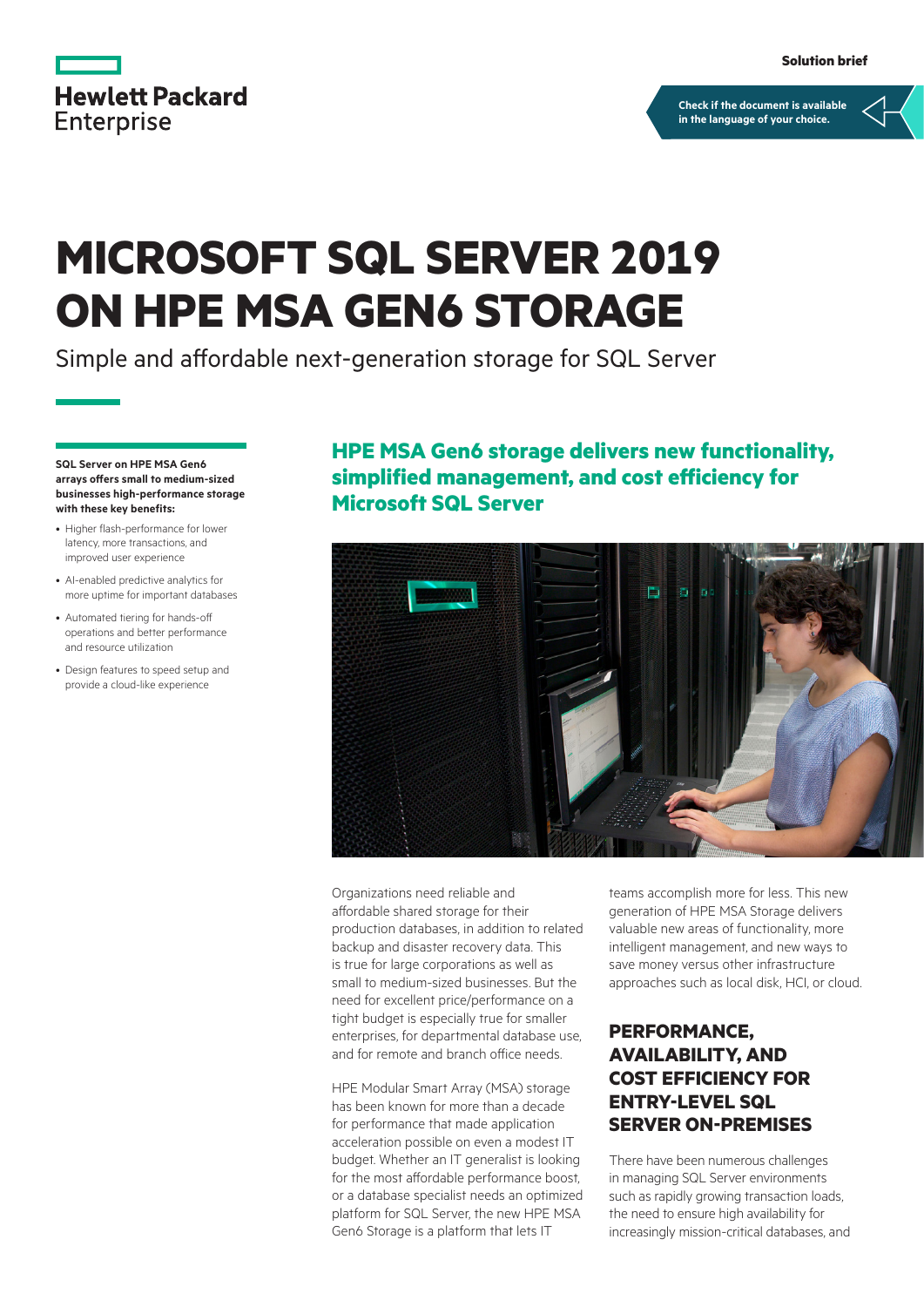Hewlett Packard Enterprise

Solution brief

Check if the document is available in the language of your choice.

# MICROSOFT SQL SERVER 2019 ON HPE MSA GEN6 STORAGE

Simple and affordable next-generation storage for SQL Server

**SQL Server on HPE MSA Gen6 arrays offers small to medium-sized businesses high-performance storage with these key benefits:**

- Higher flash-performance for lower latency, more transactions, and improved user experience
- AI-enabled predictive analytics for more uptime for important databases
- Automated tiering for hands-off operations and better performance and resource utilization
- Design features to speed setup and provide a cloud-like experience

## HPE MSA Gen6 storage delivers new functionality, simplified management, and cost efficiency for Microsoft SQL Server

Organizations need reliable and affordable shared storage for their production databases, in addition to related backup and disaster recovery data. This is true for large corporations as well as small to medium-sized businesses. But the need for excellent price/performance on a tight budget is especially true for smaller enterprises, for departmental database use, and for remote and branch office needs.

HPE Modular Smart Array (MSA) storage has been known for more than a decade for performance that made application acceleration possible on even a modest IT budget. Whether an IT generalist is looking for the most affordable performance boost, or a database specialist needs an optimized platform for SQL Server, the new HPE MSA Gen6 Storage is a platform that lets IT teams accomplish more for less. This new generation of HPE MSA Storage delivers valuable new areas of functionality, more intelligent management, and new ways to save money versus other infrastructure approaches such as local disk, HCI, or cloud.

## PERFORMANCE, AVAILABILITY, AND COST EFFICIENCY FOR ENTRY-LEVEL SQL SERVER ON-PREMISES

There have been numerous challenges in managing SQL Server environments such as rapidly growing transaction loads, the need to ensure high availability for increasingly mission-critical databases, and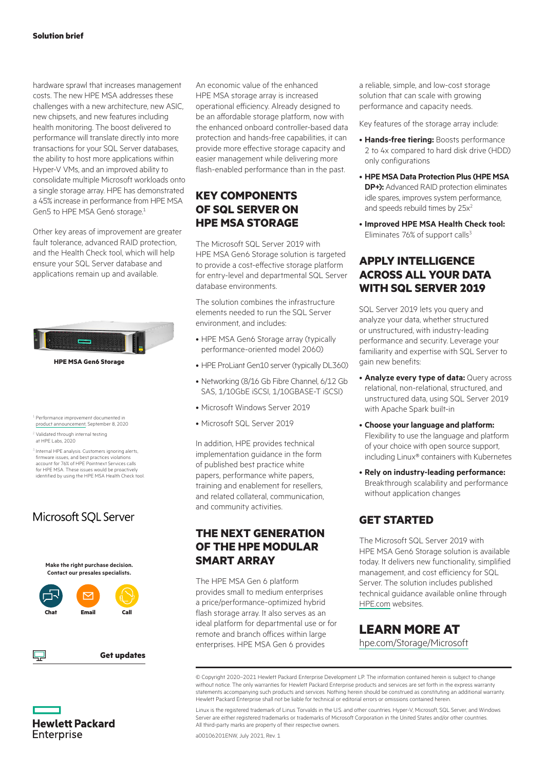hardware sprawl that increases management costs. The new HPE MSA addresses these challenges with a new architecture, new ASIC, new chipsets, and new features including health monitoring. The boost delivered to performance will translate directly into more transactions for your SQL Server databases, the ability to host more applications within Hyper-V VMs, and an improved ability to consolidate multiple Microsoft workloads onto a single storage array. HPE has demonstrated a 45% increase in performance from HPE MSA Gen5 to HPE MSA Gen6 storage.[1]

Other key areas of improvement are greater fault tolerance, advanced RAID protection, and the Health Check tool, which will help ensure your SQL Server database and applications remain up and available.

**HPE MSA Gen6 Storage**

[1] Performance improvement documented in product announcement, September 8, 2020

[2] Validated through internal testing at HPE Labs, 2020

[3] Internal HPE analysis. Customers ignoring alerts, firmware issues, and best practices violations account for 76% of HPE Pointnext Services calls for HPE MSA. These issues would be proactively identified by using the HPE MSA Health Check tool.

Microsoft SQL Server

An economic value of the enhanced HPE MSA storage array is increased operational efficiency. Already designed to be an affordable storage platform, now with the enhanced onboard controller-based data protection and hands-free capabilities, it can provide more effective storage capacity and easier management while delivering more flash-enabled performance than in the past.

## KEY COMPONENTS OF SQL SERVER ON HPE MSA STORAGE

The Microsoft SQL Server 2019 with HPE MSA Gen6 Storage solution is targeted to provide a cost-effective storage platform for entry-level and departmental SQL Server database environments.

The solution combines the infrastructure elements needed to run the SQL Server environment, and includes:

- HPE MSA Gen6 Storage array (typically performance-oriented model 2060)
- HPE ProLiant Gen10 server (typically DL360)
- Networking (8/16 Gb Fibre Channel, 6/12 Gb SAS, 1/10GbE iSCSI, 1/10GBASE-T iSCSI)
- Microsoft Windows Server 2019
- Microsoft SQL Server 2019

In addition, HPE provides technical implementation guidance in the form of published best practice white papers, performance white papers, training and enablement for resellers, and related collateral, communication, and community activities.

## THE NEXT GENERATION OF THE HPE MODULAR SMART ARRAY

The HPE MSA Gen 6 platform provides small to medium enterprises a price/performance-optimized hybrid flash storage array. It also serves as an ideal platform for departmental use or for remote and branch offices within large enterprises. HPE MSA Gen 6 provides a reliable, simple, and low-cost storage solution that can scale with growing performance and capacity needs.

Key features of the storage array include:

- **Hands-free tiering:** Boosts performance 2 to 4x compared to hard disk drive (HDD) only configurations
- **HPE MSA Data Protection Plus (HPE MSA DP+):** Advanced RAID protection eliminates idle spares, improves system performance, and speeds rebuild times by 25x[2]
- **Improved HPE MSA Health Check tool:** Eliminates 76% of support calls[3]

## APPLY INTELLIGENCE ACROSS ALL YOUR DATA WITH SQL SERVER 2019

SQL Server 2019 lets you query and analyze your data, whether structured or unstructured, with industry-leading performance and security. Leverage your familiarity and expertise with SQL Server to gain new benefits:

- **Analyze every type of data:** Query across relational, non-relational, structured, and unstructured data, using SQL Server 2019 with Apache Spark built-in
- **Choose your language and platform:** Flexibility to use the language and platform of your choice with open source support, including Linux® containers with Kubernetes
- **Rely on industry-leading performance:** Breakthrough scalability and performance without application changes

## GET STARTED

The Microsoft SQL Server 2019 with HPE MSA Gen6 Storage solution is available today. It delivers new functionality, simplified management, and cost efficiency for SQL Server. The solution includes published technical guidance available online through HPE.com websites.

## LEARN MORE AT

hpe.com/Storage/Microsoft

**Make the right purchase decision. Contact our presales specialists.**

Chat Email Call

**Get updates**

Hewlett Packard Enterprise

© Copyright 2020–2021 Hewlett Packard Enterprise Development LP. The information contained herein is subject to change without notice. The only warranties for Hewlett Packard Enterprise products and services are set forth in the express warranty statements accompanying such products and services. Nothing herein should be construed as constituting an additional warranty. Hewlett Packard Enterprise shall not be liable for technical or editorial errors or omissions contained herein.

Linux is the registered trademark of Linus Torvalds in the U.S. and other countries. Hyper-V, Microsoft, SQL Server, and Windows Server are either registered trademarks or trademarks of Microsoft Corporation in the United States and/or other countries. All third-party marks are property of their respective owners.

a00106201ENW, July 2021, Rev. 1